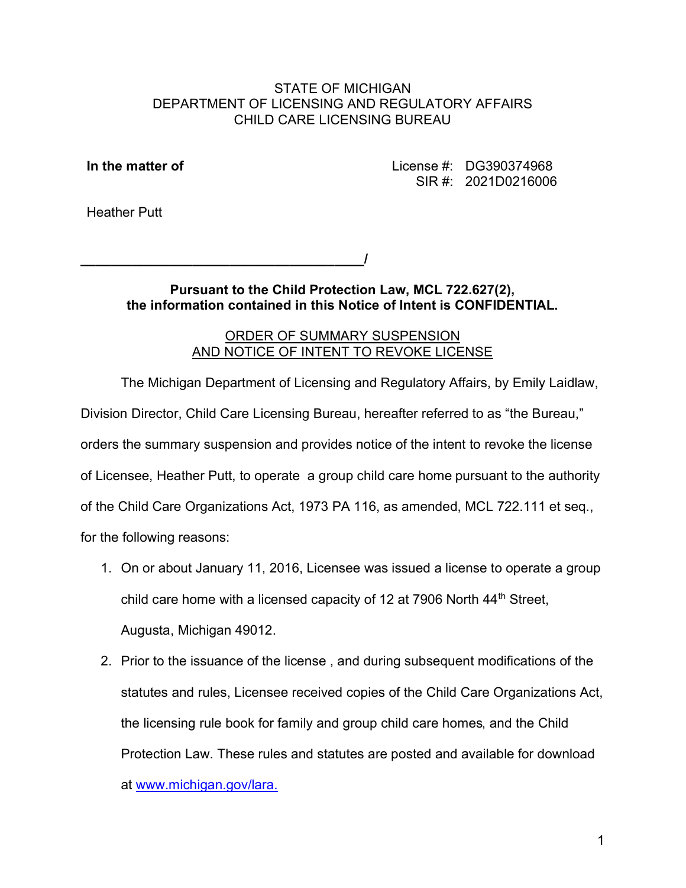STATE OF MICHIGAN
DEPARTMENT OF LICENSING AND REGULATORY AFFAIRS
CHILD CARE LICENSING BUREAU

**In the matter of**

License #: DG390374968
SIR #: 2021D0216006

Heather Putt

______________________________________/

**Pursuant to the Child Protection Law, MCL 722.627(2), the information contained in this Notice of Intent is CONFIDENTIAL.**

ORDER OF SUMMARY SUSPENSION
AND NOTICE OF INTENT TO REVOKE LICENSE

The Michigan Department of Licensing and Regulatory Affairs, by Emily Laidlaw, Division Director, Child Care Licensing Bureau, hereafter referred to as "the Bureau," orders the summary suspension and provides notice of the intent to revoke the license of Licensee, Heather Putt, to operate a group child care home pursuant to the authority of the Child Care Organizations Act, 1973 PA 116, as amended, MCL 722.111 et seq., for the following reasons:

1. On or about January 11, 2016, Licensee was issued a license to operate a group child care home with a licensed capacity of 12 at 7906 North 44th Street, Augusta, Michigan 49012.
2. Prior to the issuance of the license , and during subsequent modifications of the statutes and rules, Licensee received copies of the Child Care Organizations Act, the licensing rule book for family and group child care homes, and the Child Protection Law. These rules and statutes are posted and available for download at www.michigan.gov/lara.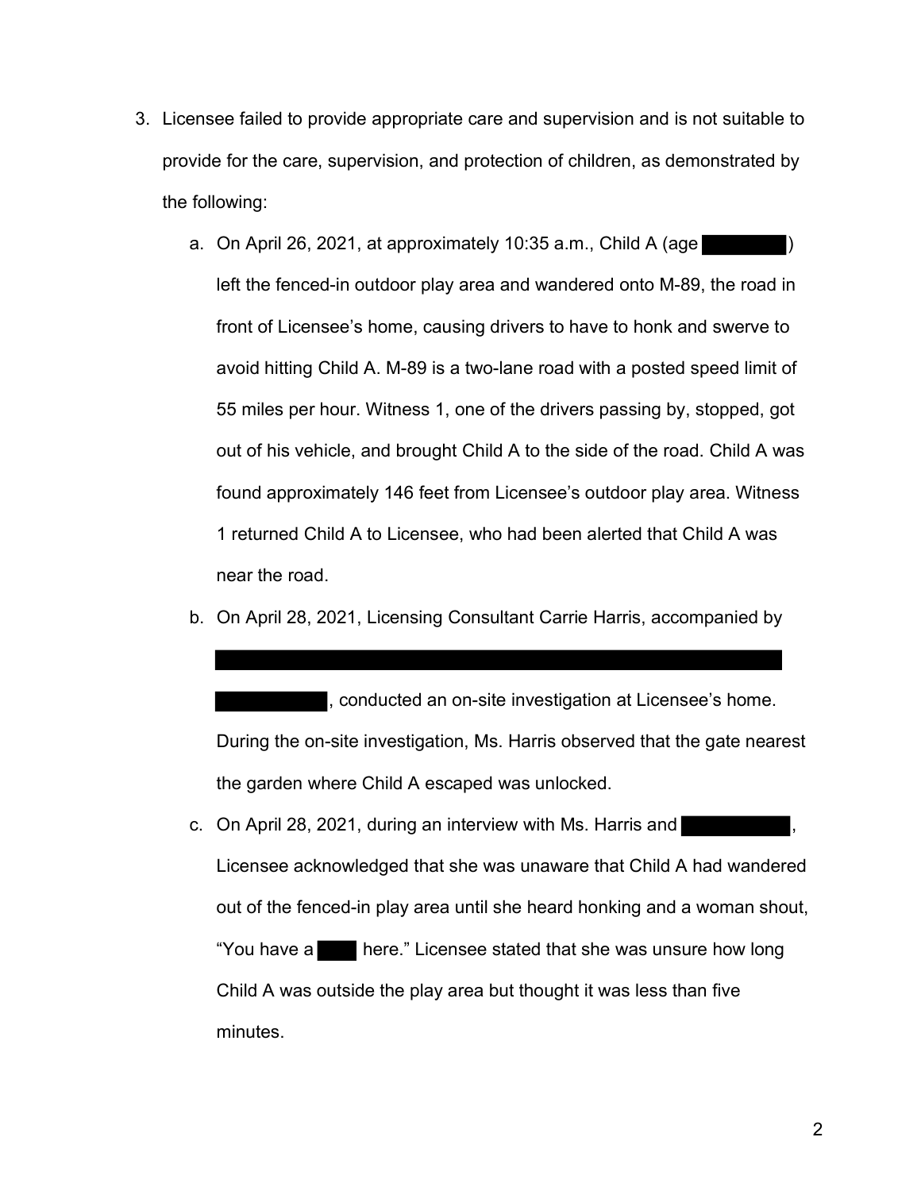3. Licensee failed to provide appropriate care and supervision and is not suitable to provide for the care, supervision, and protection of children, as demonstrated by the following:

   a. On April 26, 2021, at approximately 10:35 a.m., Child A (age ████) left the fenced-in outdoor play area and wandered onto M-89, the road in front of Licensee's home, causing drivers to have to honk and swerve to avoid hitting Child A. M-89 is a two-lane road with a posted speed limit of 55 miles per hour. Witness 1, one of the drivers passing by, stopped, got out of his vehicle, and brought Child A to the side of the road. Child A was found approximately 146 feet from Licensee's outdoor play area. Witness 1 returned Child A to Licensee, who had been alerted that Child A was near the road.

   b. On April 28, 2021, Licensing Consultant Carrie Harris, accompanied by ████████████████████████████████ ████████, conducted an on-site investigation at Licensee's home. During the on-site investigation, Ms. Harris observed that the gate nearest the garden where Child A escaped was unlocked.

   c. On April 28, 2021, during an interview with Ms. Harris and ████████, Licensee acknowledged that she was unaware that Child A had wandered out of the fenced-in play area until she heard honking and a woman shout, "You have a ███ here." Licensee stated that she was unsure how long Child A was outside the play area but thought it was less than five minutes.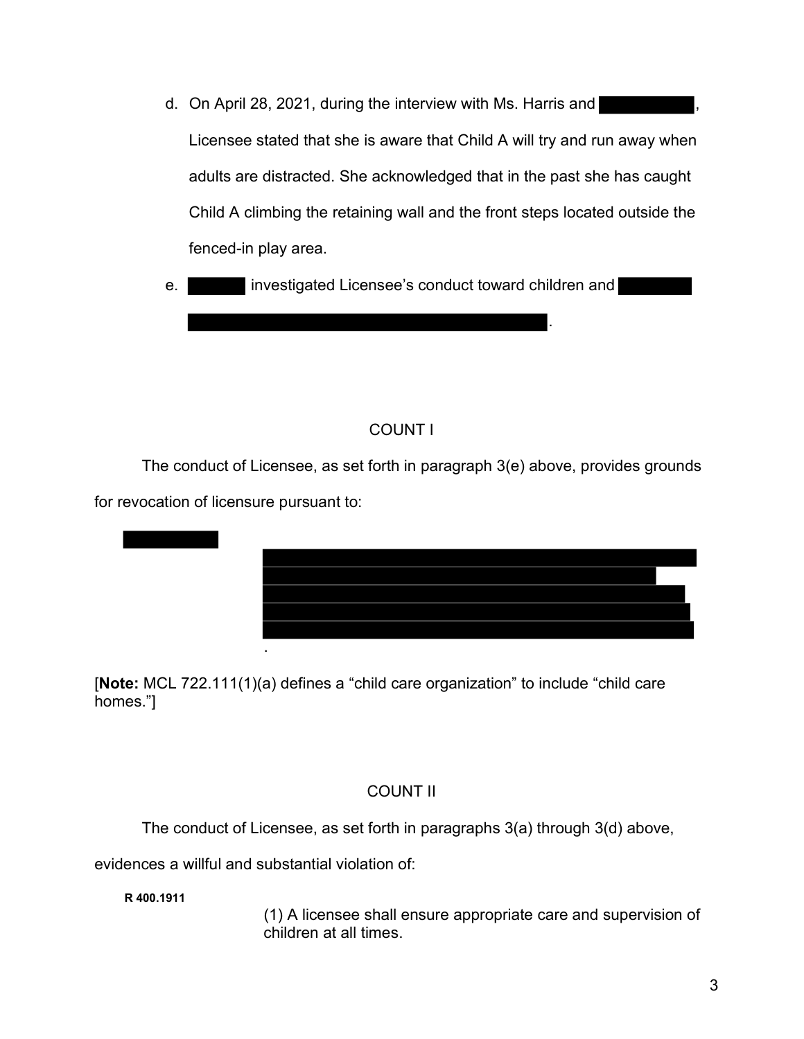d. On April 28, 2021, during the interview with Ms. Harris and ██████████, Licensee stated that she is aware that Child A will try and run away when adults are distracted. She acknowledged that in the past she has caught Child A climbing the retaining wall and the front steps located outside the fenced-in play area.

e. ██████ investigated Licensee's conduct toward children and ████████ ████████████████████████████████████████████.

## COUNT I

The conduct of Licensee, as set forth in paragraph 3(e) above, provides grounds for revocation of licensure pursuant to:

██████████

████████████████████████████████████████████████████████
████████████████████████████████████████████████████
██████████████████████████████████████████████████████
██████████████████████████████████████████████████████
████████████████████████████████████████████████████████
.

[**Note:** MCL 722.111(1)(a) defines a "child care organization" to include "child care homes."]

## COUNT II

The conduct of Licensee, as set forth in paragraphs 3(a) through 3(d) above, evidences a willful and substantial violation of:

**R 400.1911**

(1) A licensee shall ensure appropriate care and supervision of children at all times.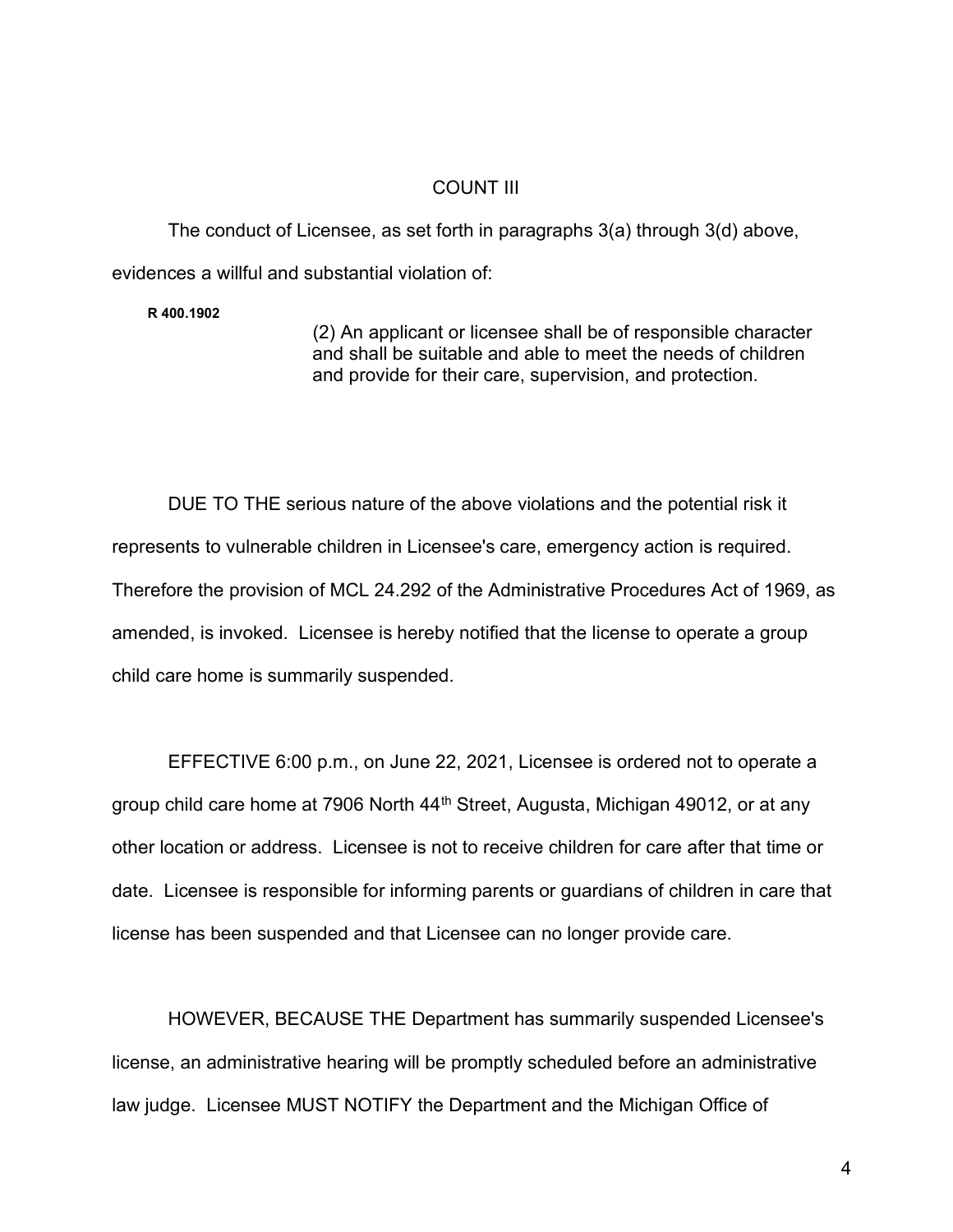## COUNT III

The conduct of Licensee, as set forth in paragraphs 3(a) through 3(d) above, evidences a willful and substantial violation of:

**R 400.1902**

(2) An applicant or licensee shall be of responsible character and shall be suitable and able to meet the needs of children and provide for their care, supervision, and protection.

DUE TO THE serious nature of the above violations and the potential risk it represents to vulnerable children in Licensee's care, emergency action is required. Therefore the provision of MCL 24.292 of the Administrative Procedures Act of 1969, as amended, is invoked. Licensee is hereby notified that the license to operate a group child care home is summarily suspended.

EFFECTIVE 6:00 p.m., on June 22, 2021, Licensee is ordered not to operate a group child care home at 7906 North 44th Street, Augusta, Michigan 49012, or at any other location or address. Licensee is not to receive children for care after that time or date. Licensee is responsible for informing parents or guardians of children in care that license has been suspended and that Licensee can no longer provide care.

HOWEVER, BECAUSE THE Department has summarily suspended Licensee's license, an administrative hearing will be promptly scheduled before an administrative law judge. Licensee MUST NOTIFY the Department and the Michigan Office of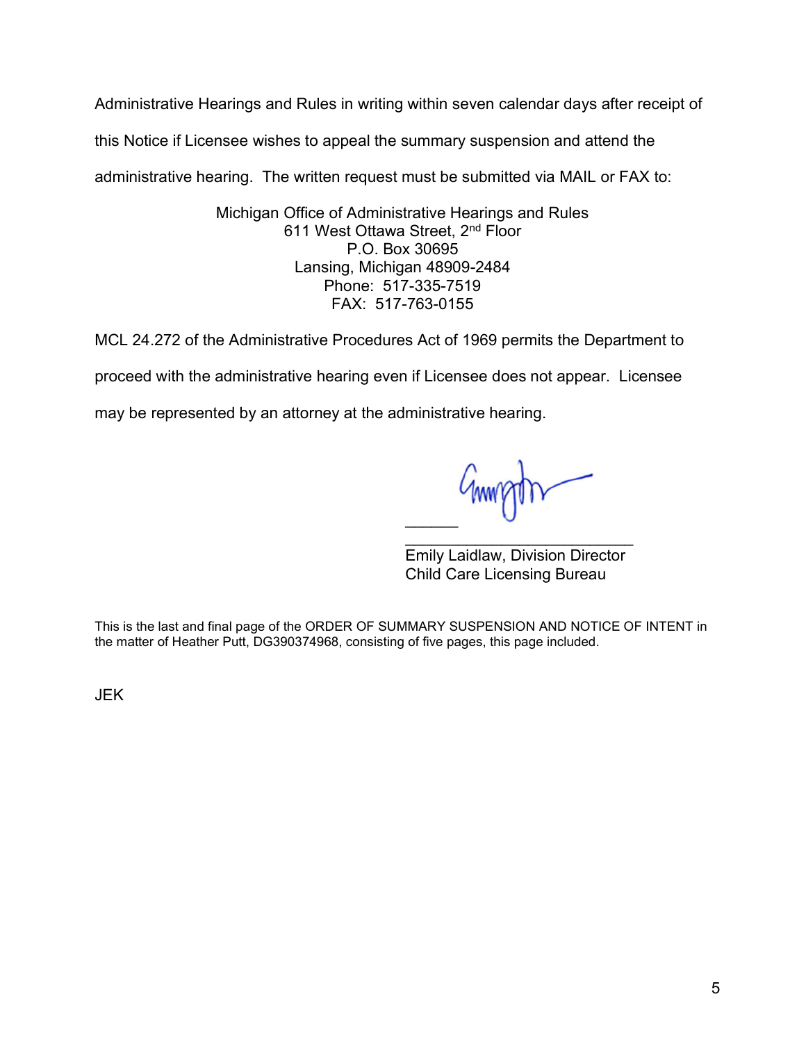Administrative Hearings and Rules in writing within seven calendar days after receipt of this Notice if Licensee wishes to appeal the summary suspension and attend the administrative hearing. The written request must be submitted via MAIL or FAX to:

Michigan Office of Administrative Hearings and Rules
611 West Ottawa Street, 2nd Floor
P.O. Box 30695
Lansing, Michigan 48909-2484
Phone: 517-335-7519
FAX: 517-763-0155

MCL 24.272 of the Administrative Procedures Act of 1969 permits the Department to proceed with the administrative hearing even if Licensee does not appear. Licensee may be represented by an attorney at the administrative hearing.

Emily Laidlaw, Division Director
Child Care Licensing Bureau

This is the last and final page of the ORDER OF SUMMARY SUSPENSION AND NOTICE OF INTENT in the matter of Heather Putt, DG390374968, consisting of five pages, this page included.

JEK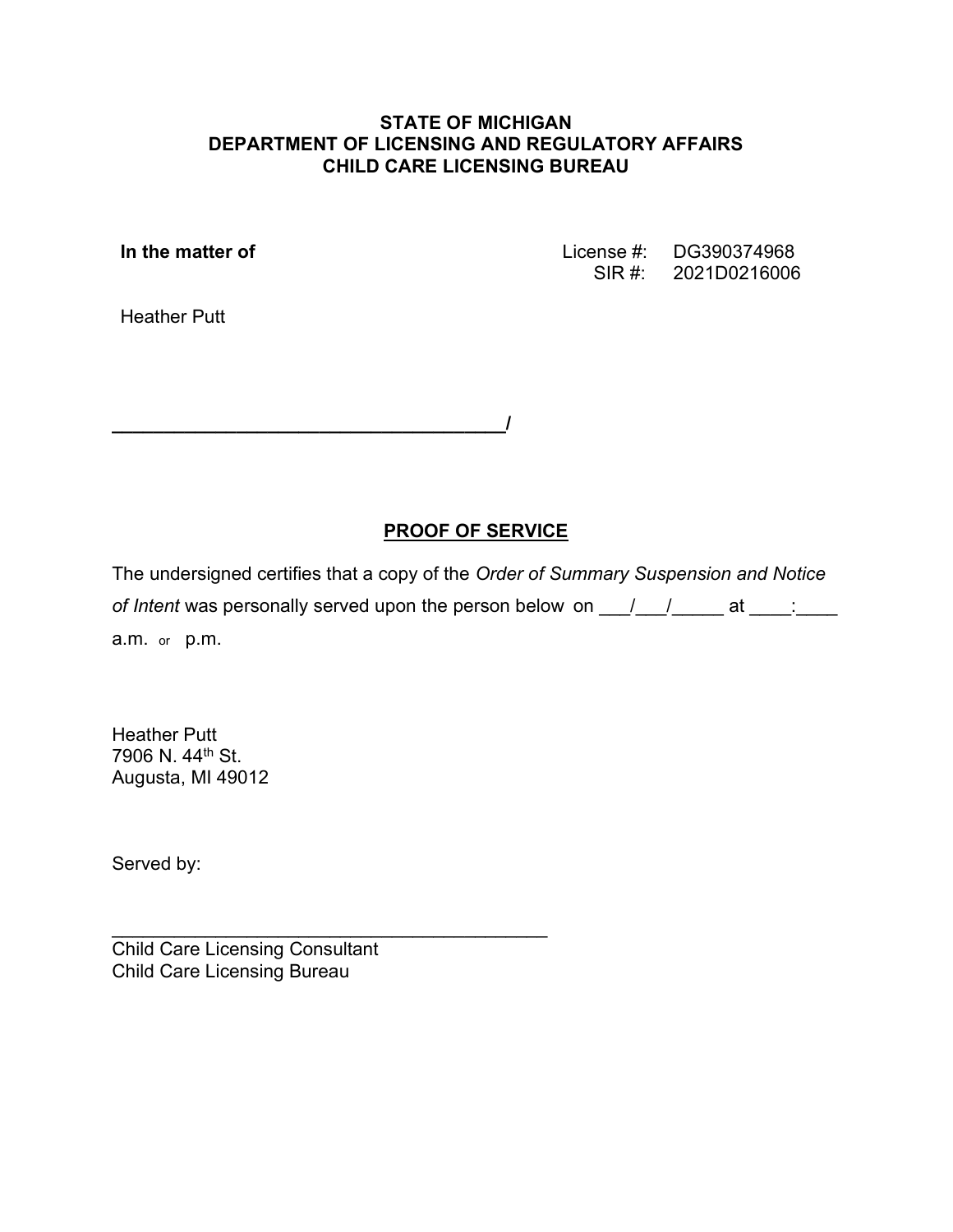**STATE OF MICHIGAN**
**DEPARTMENT OF LICENSING AND REGULATORY AFFAIRS**
**CHILD CARE LICENSING BUREAU**

**In the matter of**

License #: DG390374968
SIR #: 2021D0216006

Heather Putt

**\_\_\_\_\_\_\_\_\_\_\_\_\_\_\_\_\_\_\_\_\_\_\_\_\_\_\_\_\_\_\_\_\_\_\_\_\_\_\_\_/**

## PROOF OF SERVICE

The undersigned certifies that a copy of the *Order of Summary Suspension and Notice of Intent* was personally served upon the person below on \_\_\_/\_\_\_/\_\_\_\_\_ at \_\_\_\_:\_\_\_\_ a.m. or p.m.

Heather Putt
7906 N. 44th St.
Augusta, MI 49012

Served by:

\_\_\_\_\_\_\_\_\_\_\_\_\_\_\_\_\_\_\_\_\_\_\_\_\_\_\_\_\_\_\_\_\_\_\_\_\_\_\_\_\_\_\_\_
Child Care Licensing Consultant
Child Care Licensing Bureau